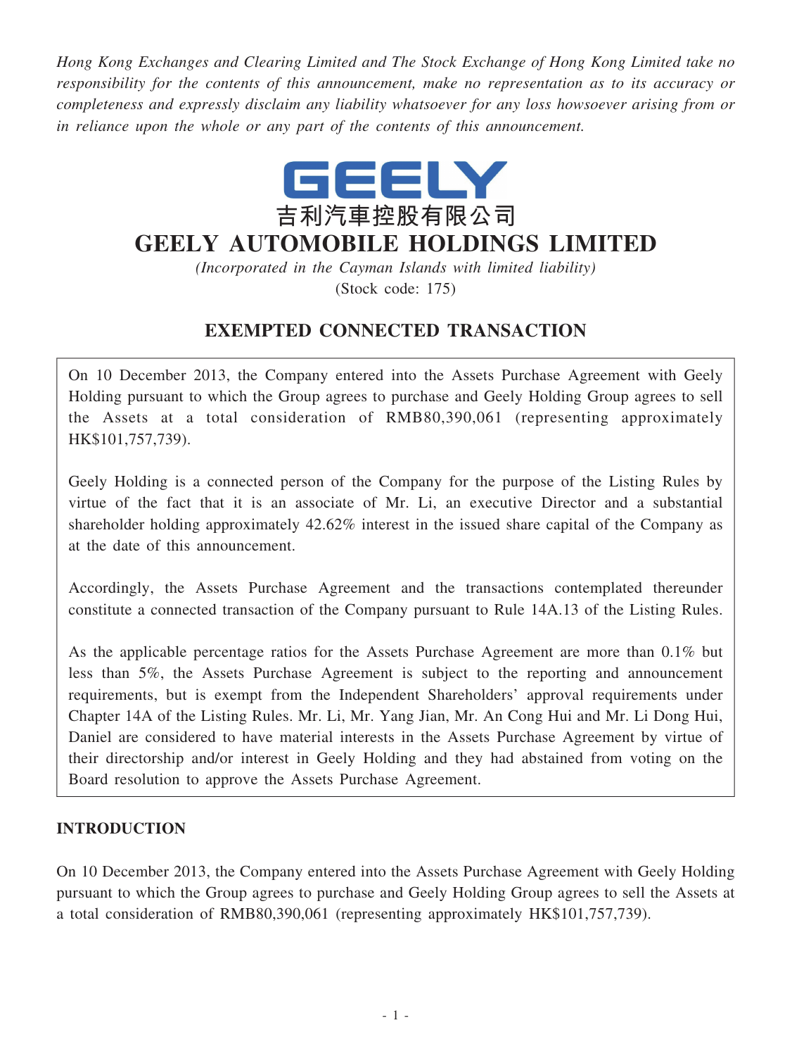*Hong Kong Exchanges and Clearing Limited and The Stock Exchange of Hong Kong Limited take no responsibility for the contents of this announcement, make no representation as to its accuracy or completeness and expressly disclaim any liability whatsoever for any loss howsoever arising from or in reliance upon the whole or any part of the contents of this announcement.*

GEELY

吉利汽車控股有限公司

# GEELY AUTOMOBILE HOLDINGS LIMITED

*(Incorporated in the Cayman Islands with limited liability)*

(Stock code: 175)

## EXEMPTED CONNECTED TRANSACTION

On 10 December 2013, the Company entered into the Assets Purchase Agreement with Geely Holding pursuant to which the Group agrees to purchase and Geely Holding Group agrees to sell the Assets at a total consideration of RMB80,390,061 (representing approximately HK$101,757,739).

Geely Holding is a connected person of the Company for the purpose of the Listing Rules by virtue of the fact that it is an associate of Mr. Li, an executive Director and a substantial shareholder holding approximately 42.62% interest in the issued share capital of the Company as at the date of this announcement.

Accordingly, the Assets Purchase Agreement and the transactions contemplated thereunder constitute a connected transaction of the Company pursuant to Rule 14A.13 of the Listing Rules.

As the applicable percentage ratios for the Assets Purchase Agreement are more than 0.1% but less than 5%, the Assets Purchase Agreement is subject to the reporting and announcement requirements, but is exempt from the Independent Shareholders' approval requirements under Chapter 14A of the Listing Rules. Mr. Li, Mr. Yang Jian, Mr. An Cong Hui and Mr. Li Dong Hui, Daniel are considered to have material interests in the Assets Purchase Agreement by virtue of their directorship and/or interest in Geely Holding and they had abstained from voting on the Board resolution to approve the Assets Purchase Agreement.

### INTRODUCTION

On 10 December 2013, the Company entered into the Assets Purchase Agreement with Geely Holding pursuant to which the Group agrees to purchase and Geely Holding Group agrees to sell the Assets at a total consideration of RMB80,390,061 (representing approximately HK$101,757,739).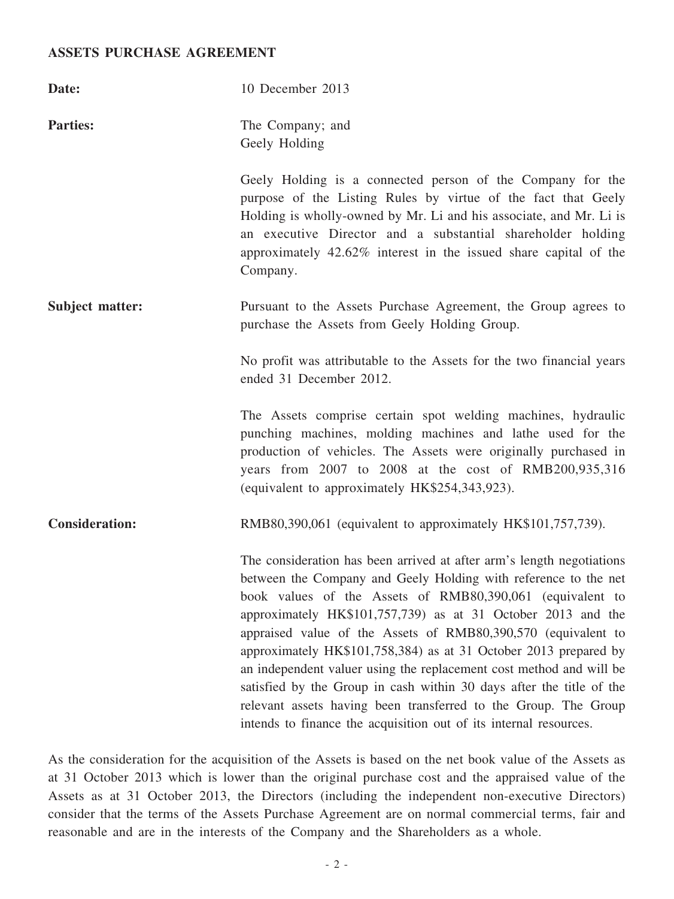**ASSETS PURCHASE AGREEMENT**

| | |
|---|---|
| **Date:** | 10 December 2013 |
| **Parties:** | The Company; and<br>Geely Holding<br><br>Geely Holding is a connected person of the Company for the purpose of the Listing Rules by virtue of the fact that Geely Holding is wholly-owned by Mr. Li and his associate, and Mr. Li is an executive Director and a substantial shareholder holding approximately 42.62% interest in the issued share capital of the Company. |
| **Subject matter:** | Pursuant to the Assets Purchase Agreement, the Group agrees to purchase the Assets from Geely Holding Group.<br><br>No profit was attributable to the Assets for the two financial years ended 31 December 2012.<br><br>The Assets comprise certain spot welding machines, hydraulic punching machines, molding machines and lathe used for the production of vehicles. The Assets were originally purchased in years from 2007 to 2008 at the cost of RMB200,935,316 (equivalent to approximately HK$254,343,923). |
| **Consideration:** | RMB80,390,061 (equivalent to approximately HK$101,757,739).<br><br>The consideration has been arrived at after arm's length negotiations between the Company and Geely Holding with reference to the net book values of the Assets of RMB80,390,061 (equivalent to approximately HK$101,757,739) as at 31 October 2013 and the appraised value of the Assets of RMB80,390,570 (equivalent to approximately HK$101,758,384) as at 31 October 2013 prepared by an independent valuer using the replacement cost method and will be satisfied by the Group in cash within 30 days after the title of the relevant assets having been transferred to the Group. The Group intends to finance the acquisition out of its internal resources. |

As the consideration for the acquisition of the Assets is based on the net book value of the Assets as at 31 October 2013 which is lower than the original purchase cost and the appraised value of the Assets as at 31 October 2013, the Directors (including the independent non-executive Directors) consider that the terms of the Assets Purchase Agreement are on normal commercial terms, fair and reasonable and are in the interests of the Company and the Shareholders as a whole.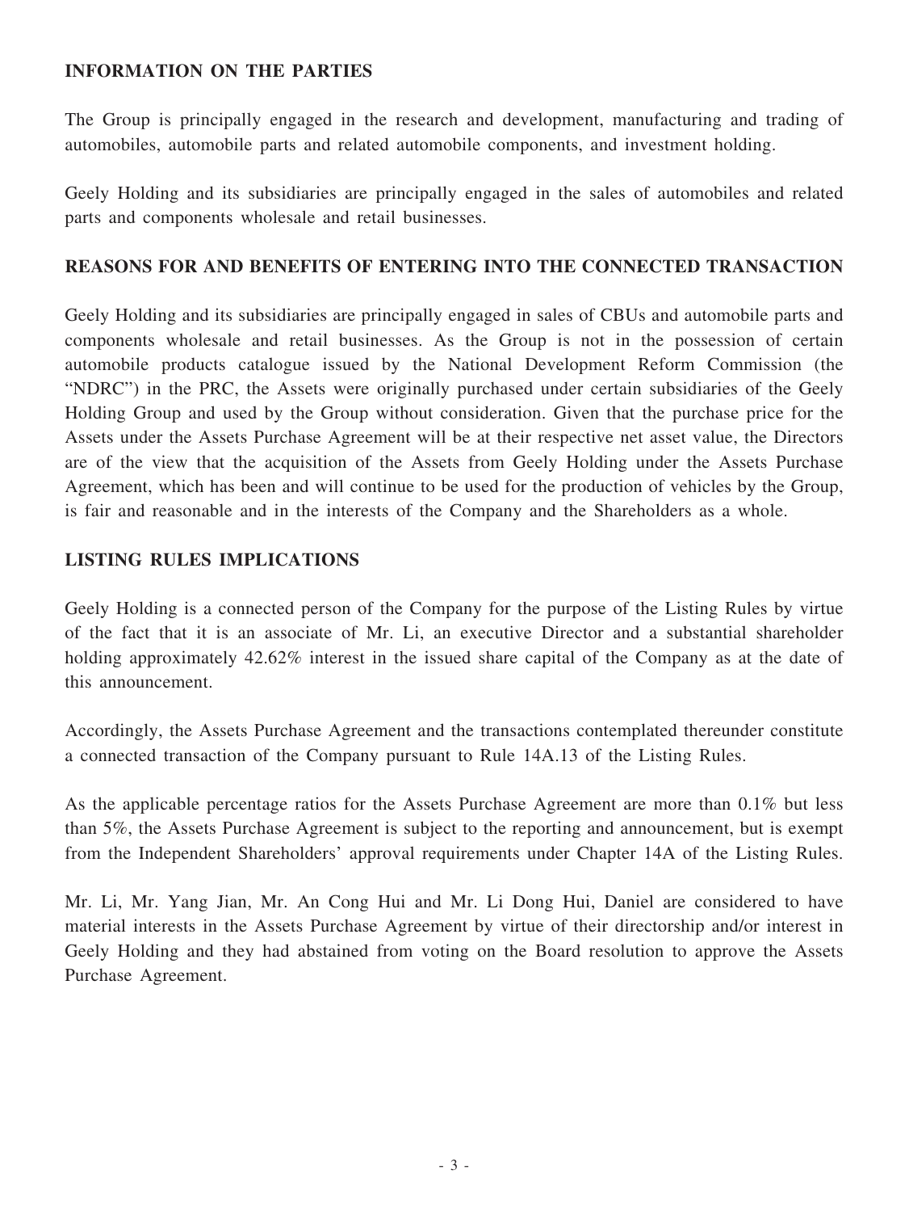## INFORMATION ON THE PARTIES

The Group is principally engaged in the research and development, manufacturing and trading of automobiles, automobile parts and related automobile components, and investment holding.

Geely Holding and its subsidiaries are principally engaged in the sales of automobiles and related parts and components wholesale and retail businesses.

## REASONS FOR AND BENEFITS OF ENTERING INTO THE CONNECTED TRANSACTION

Geely Holding and its subsidiaries are principally engaged in sales of CBUs and automobile parts and components wholesale and retail businesses. As the Group is not in the possession of certain automobile products catalogue issued by the National Development Reform Commission (the "NDRC") in the PRC, the Assets were originally purchased under certain subsidiaries of the Geely Holding Group and used by the Group without consideration. Given that the purchase price for the Assets under the Assets Purchase Agreement will be at their respective net asset value, the Directors are of the view that the acquisition of the Assets from Geely Holding under the Assets Purchase Agreement, which has been and will continue to be used for the production of vehicles by the Group, is fair and reasonable and in the interests of the Company and the Shareholders as a whole.

## LISTING RULES IMPLICATIONS

Geely Holding is a connected person of the Company for the purpose of the Listing Rules by virtue of the fact that it is an associate of Mr. Li, an executive Director and a substantial shareholder holding approximately 42.62% interest in the issued share capital of the Company as at the date of this announcement.

Accordingly, the Assets Purchase Agreement and the transactions contemplated thereunder constitute a connected transaction of the Company pursuant to Rule 14A.13 of the Listing Rules.

As the applicable percentage ratios for the Assets Purchase Agreement are more than 0.1% but less than 5%, the Assets Purchase Agreement is subject to the reporting and announcement, but is exempt from the Independent Shareholders' approval requirements under Chapter 14A of the Listing Rules.

Mr. Li, Mr. Yang Jian, Mr. An Cong Hui and Mr. Li Dong Hui, Daniel are considered to have material interests in the Assets Purchase Agreement by virtue of their directorship and/or interest in Geely Holding and they had abstained from voting on the Board resolution to approve the Assets Purchase Agreement.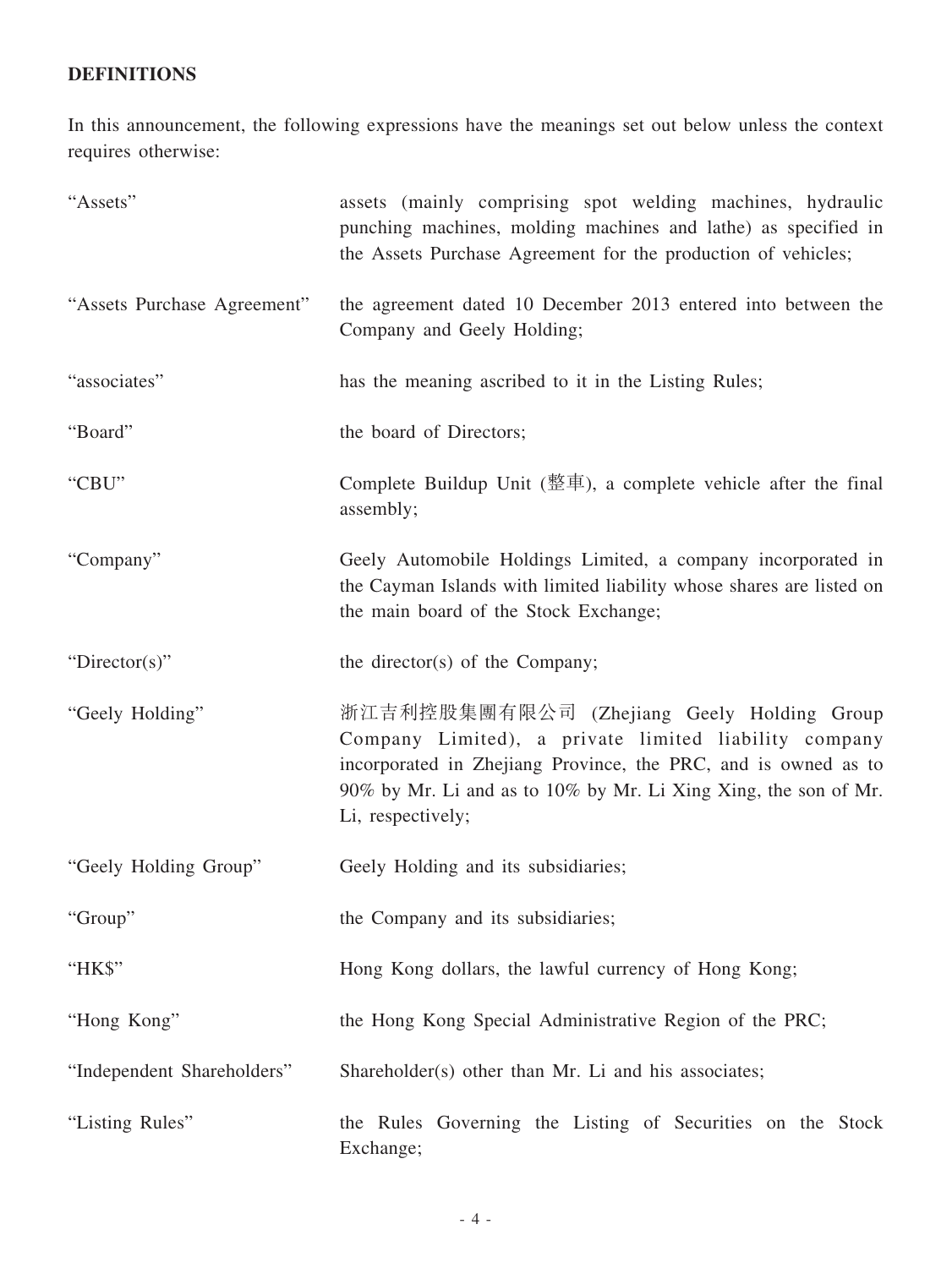**DEFINITIONS**

In this announcement, the following expressions have the meanings set out below unless the context requires otherwise:

| | |
|---|---|
| "Assets" | assets (mainly comprising spot welding machines, hydraulic punching machines, molding machines and lathe) as specified in the Assets Purchase Agreement for the production of vehicles; |
| "Assets Purchase Agreement" | the agreement dated 10 December 2013 entered into between the Company and Geely Holding; |
| "associates" | has the meaning ascribed to it in the Listing Rules; |
| "Board" | the board of Directors; |
| "CBU" | Complete Buildup Unit (整車), a complete vehicle after the final assembly; |
| "Company" | Geely Automobile Holdings Limited, a company incorporated in the Cayman Islands with limited liability whose shares are listed on the main board of the Stock Exchange; |
| "Director(s)" | the director(s) of the Company; |
| "Geely Holding" | 浙江吉利控股集團有限公司 (Zhejiang Geely Holding Group Company Limited), a private limited liability company incorporated in Zhejiang Province, the PRC, and is owned as to 90% by Mr. Li and as to 10% by Mr. Li Xing Xing, the son of Mr. Li, respectively; |
| "Geely Holding Group" | Geely Holding and its subsidiaries; |
| "Group" | the Company and its subsidiaries; |
| "HK$" | Hong Kong dollars, the lawful currency of Hong Kong; |
| "Hong Kong" | the Hong Kong Special Administrative Region of the PRC; |
| "Independent Shareholders" | Shareholder(s) other than Mr. Li and his associates; |
| "Listing Rules" | the Rules Governing the Listing of Securities on the Stock Exchange; |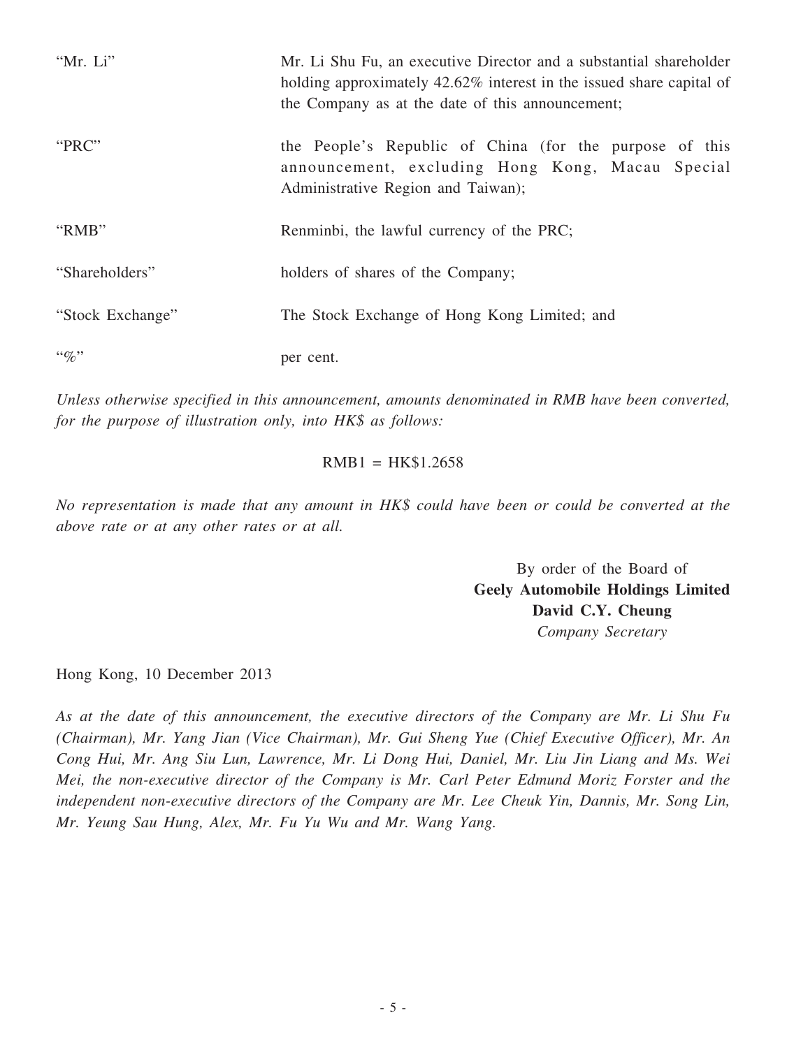| | |
|---|---|
| "Mr. Li" | Mr. Li Shu Fu, an executive Director and a substantial shareholder holding approximately 42.62% interest in the issued share capital of the Company as at the date of this announcement; |
| "PRC" | the People's Republic of China (for the purpose of this announcement, excluding Hong Kong, Macau Special Administrative Region and Taiwan); |
| "RMB" | Renminbi, the lawful currency of the PRC; |
| "Shareholders" | holders of shares of the Company; |
| "Stock Exchange" | The Stock Exchange of Hong Kong Limited; and |
| "%" | per cent. |

*Unless otherwise specified in this announcement, amounts denominated in RMB have been converted, for the purpose of illustration only, into HK$ as follows:*

RMB1 = HK$1.2658

*No representation is made that any amount in HK$ could have been or could be converted at the above rate or at any other rates or at all.*

By order of the Board of
**Geely Automobile Holdings Limited**
**David C.Y. Cheung**
*Company Secretary*

Hong Kong, 10 December 2013

*As at the date of this announcement, the executive directors of the Company are Mr. Li Shu Fu (Chairman), Mr. Yang Jian (Vice Chairman), Mr. Gui Sheng Yue (Chief Executive Officer), Mr. An Cong Hui, Mr. Ang Siu Lun, Lawrence, Mr. Li Dong Hui, Daniel, Mr. Liu Jin Liang and Ms. Wei Mei, the non-executive director of the Company is Mr. Carl Peter Edmund Moriz Forster and the independent non-executive directors of the Company are Mr. Lee Cheuk Yin, Dannis, Mr. Song Lin, Mr. Yeung Sau Hung, Alex, Mr. Fu Yu Wu and Mr. Wang Yang.*